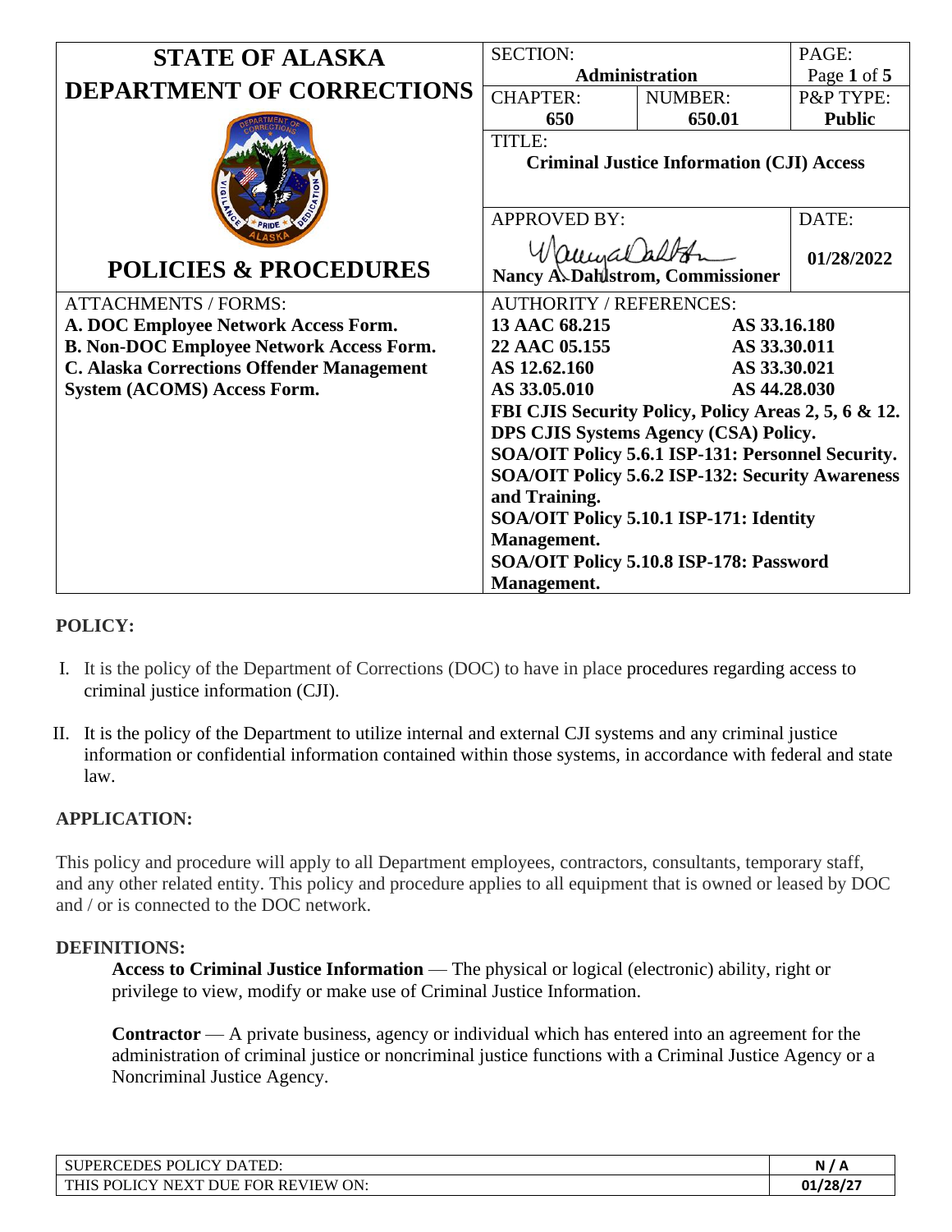| STATE OF ALASKA DEPARTMENT OF CORRECTIONS | SECTION: **Administration** | | PAGE: Page **1** of **5** |
|---|---|---|---|
| | CHAPTER: **650** | NUMBER: **650.01** | P&P TYPE: **Public** |
| | TITLE: **Criminal Justice Information (CJI) Access** | | |
| **POLICIES & PROCEDURES** | APPROVED BY: **Nancy A. Dahlstrom, Commissioner** | | DATE: **01/28/2022** |

| ATTACHMENTS / FORMS: | AUTHORITY / REFERENCES: | |
|---|---|---|
| **A. DOC Employee Network Access Form.** | **13 AAC 68.215** | **AS 33.16.180** |
| **B. Non-DOC Employee Network Access Form.** | **22 AAC 05.155** | **AS 33.30.011** |
| **C. Alaska Corrections Offender Management System (ACOMS) Access Form.** | **AS 12.62.160** | **AS 33.30.021** |
| | **AS 33.05.010** | **AS 44.28.030** |
| | **FBI CJIS Security Policy, Policy Areas 2, 5, 6 & 12.** | |
| | **DPS CJIS Systems Agency (CSA) Policy.** | |
| | **SOA/OIT Policy 5.6.1 ISP-131: Personnel Security.** | |
| | **SOA/OIT Policy 5.6.2 ISP-132: Security Awareness and Training.** | |
| | **SOA/OIT Policy 5.10.1 ISP-171: Identity Management.** | |
| | **SOA/OIT Policy 5.10.8 ISP-178: Password Management.** | |

## POLICY:

I. It is the policy of the Department of Corrections (DOC) to have in place procedures regarding access to criminal justice information (CJI).

II. It is the policy of the Department to utilize internal and external CJI systems and any criminal justice information or confidential information contained within those systems, in accordance with federal and state law.

## APPLICATION:

This policy and procedure will apply to all Department employees, contractors, consultants, temporary staff, and any other related entity. This policy and procedure applies to all equipment that is owned or leased by DOC and / or is connected to the DOC network.

## DEFINITIONS:

**Access to Criminal Justice Information** — The physical or logical (electronic) ability, right or privilege to view, modify or make use of Criminal Justice Information.

**Contractor** — A private business, agency or individual which has entered into an agreement for the administration of criminal justice or noncriminal justice functions with a Criminal Justice Agency or a Noncriminal Justice Agency.

| SUPERCEDES POLICY DATED: | N / A |
|---|---|
| THIS POLICY NEXT DUE FOR REVIEW ON: | 01/28/27 |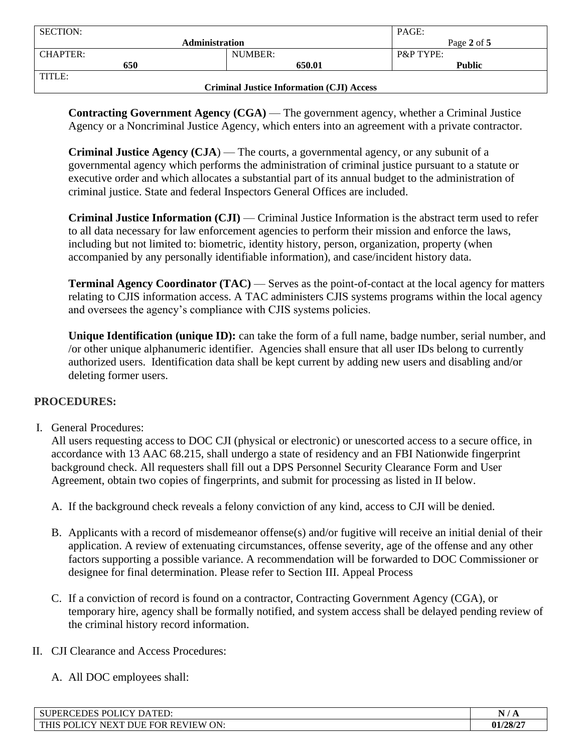**Contracting Government Agency (CGA)** — The government agency, whether a Criminal Justice Agency or a Noncriminal Justice Agency, which enters into an agreement with a private contractor.

**Criminal Justice Agency (CJA**) — The courts, a governmental agency, or any subunit of a governmental agency which performs the administration of criminal justice pursuant to a statute or executive order and which allocates a substantial part of its annual budget to the administration of criminal justice. State and federal Inspectors General Offices are included.

**Criminal Justice Information (CJI)** — Criminal Justice Information is the abstract term used to refer to all data necessary for law enforcement agencies to perform their mission and enforce the laws, including but not limited to: biometric, identity history, person, organization, property (when accompanied by any personally identifiable information), and case/incident history data.

**Terminal Agency Coordinator (TAC)** — Serves as the point-of-contact at the local agency for matters relating to CJIS information access. A TAC administers CJIS systems programs within the local agency and oversees the agency's compliance with CJIS systems policies.

**Unique Identification (unique ID):** can take the form of a full name, badge number, serial number, and /or other unique alphanumeric identifier. Agencies shall ensure that all user IDs belong to currently authorized users. Identification data shall be kept current by adding new users and disabling and/or deleting former users.

## PROCEDURES:

I. General Procedures:
All users requesting access to DOC CJI (physical or electronic) or unescorted access to a secure office, in accordance with 13 AAC 68.215, shall undergo a state of residency and an FBI Nationwide fingerprint background check. All requesters shall fill out a DPS Personnel Security Clearance Form and User Agreement, obtain two copies of fingerprints, and submit for processing as listed in II below.

A. If the background check reveals a felony conviction of any kind, access to CJI will be denied.

B. Applicants with a record of misdemeanor offense(s) and/or fugitive will receive an initial denial of their application. A review of extenuating circumstances, offense severity, age of the offense and any other factors supporting a possible variance. A recommendation will be forwarded to DOC Commissioner or designee for final determination. Please refer to Section III. Appeal Process

C. If a conviction of record is found on a contractor, Contracting Government Agency (CGA), or temporary hire, agency shall be formally notified, and system access shall be delayed pending review of the criminal history record information.

II. CJI Clearance and Access Procedures:

A. All DOC employees shall: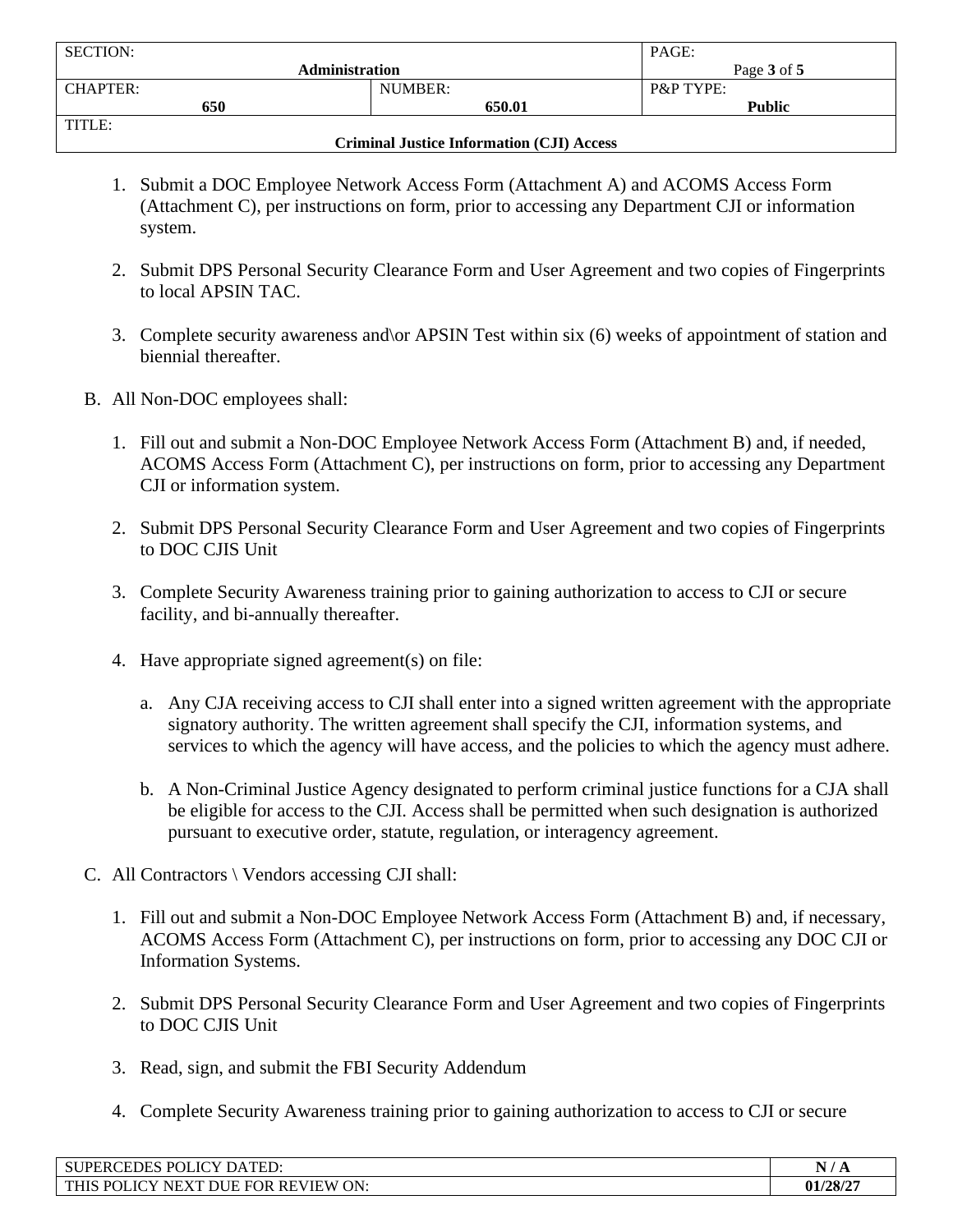1. Submit a DOC Employee Network Access Form (Attachment A) and ACOMS Access Form (Attachment C), per instructions on form, prior to accessing any Department CJI or information system.

2. Submit DPS Personal Security Clearance Form and User Agreement and two copies of Fingerprints to local APSIN TAC.

3. Complete security awareness and\or APSIN Test within six (6) weeks of appointment of station and biennial thereafter.

B. All Non-DOC employees shall:

1. Fill out and submit a Non-DOC Employee Network Access Form (Attachment B) and, if needed, ACOMS Access Form (Attachment C), per instructions on form, prior to accessing any Department CJI or information system.

2. Submit DPS Personal Security Clearance Form and User Agreement and two copies of Fingerprints to DOC CJIS Unit

3. Complete Security Awareness training prior to gaining authorization to access to CJI or secure facility, and bi-annually thereafter.

4. Have appropriate signed agreement(s) on file:

   a. Any CJA receiving access to CJI shall enter into a signed written agreement with the appropriate signatory authority. The written agreement shall specify the CJI, information systems, and services to which the agency will have access, and the policies to which the agency must adhere.

   b. A Non-Criminal Justice Agency designated to perform criminal justice functions for a CJA shall be eligible for access to the CJI. Access shall be permitted when such designation is authorized pursuant to executive order, statute, regulation, or interagency agreement.

C. All Contractors \ Vendors accessing CJI shall:

1. Fill out and submit a Non-DOC Employee Network Access Form (Attachment B) and, if necessary, ACOMS Access Form (Attachment C), per instructions on form, prior to accessing any DOC CJI or Information Systems.

2. Submit DPS Personal Security Clearance Form and User Agreement and two copies of Fingerprints to DOC CJIS Unit

3. Read, sign, and submit the FBI Security Addendum

4. Complete Security Awareness training prior to gaining authorization to access to CJI or secure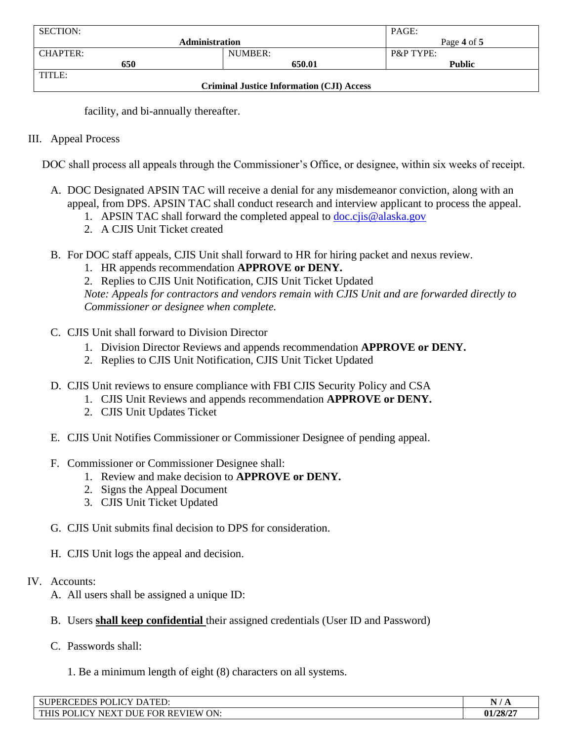facility, and bi-annually thereafter.

III. Appeal Process

DOC shall process all appeals through the Commissioner's Office, or designee, within six weeks of receipt.

A. DOC Designated APSIN TAC will receive a denial for any misdemeanor conviction, along with an appeal, from DPS. APSIN TAC shall conduct research and interview applicant to process the appeal.
   1. APSIN TAC shall forward the completed appeal to [doc.cjis@alaska.gov](mailto:doc.cjis@alaska.gov)
   2. A CJIS Unit Ticket created

B. For DOC staff appeals, CJIS Unit shall forward to HR for hiring packet and nexus review.
   1. HR appends recommendation **APPROVE or DENY.**
   2. Replies to CJIS Unit Notification, CJIS Unit Ticket Updated

   *Note: Appeals for contractors and vendors remain with CJIS Unit and are forwarded directly to Commissioner or designee when complete.*

C. CJIS Unit shall forward to Division Director
   1. Division Director Reviews and appends recommendation **APPROVE or DENY.**
   2. Replies to CJIS Unit Notification, CJIS Unit Ticket Updated

D. CJIS Unit reviews to ensure compliance with FBI CJIS Security Policy and CSA
   1. CJIS Unit Reviews and appends recommendation **APPROVE or DENY.**
   2. CJIS Unit Updates Ticket

E. CJIS Unit Notifies Commissioner or Commissioner Designee of pending appeal.

F. Commissioner or Commissioner Designee shall:
   1. Review and make decision to **APPROVE or DENY.**
   2. Signs the Appeal Document
   3. CJIS Unit Ticket Updated

G. CJIS Unit submits final decision to DPS for consideration.

H. CJIS Unit logs the appeal and decision.

IV. Accounts:

A. All users shall be assigned a unique ID:

B. Users **<u>shall keep confidential</u>** their assigned credentials (User ID and Password)

C. Passwords shall:

   1. Be a minimum length of eight (8) characters on all systems.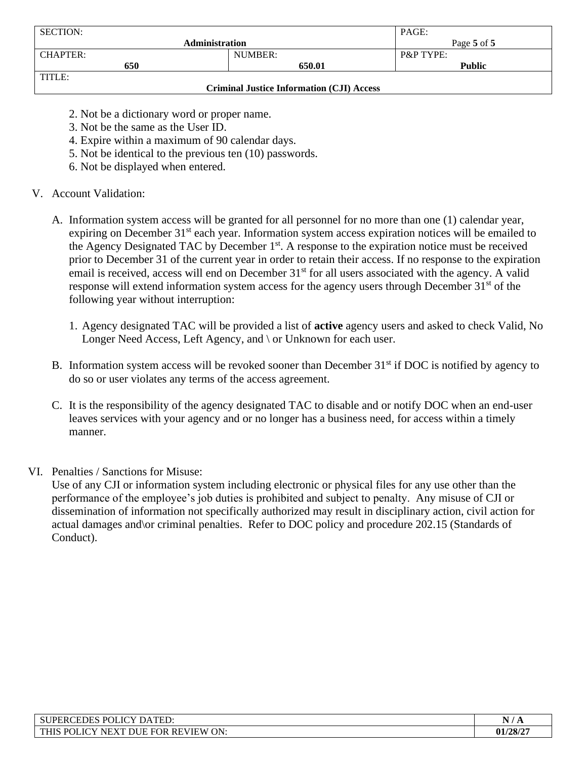2. Not be a dictionary word or proper name.
3. Not be the same as the User ID.
4. Expire within a maximum of 90 calendar days.
5. Not be identical to the previous ten (10) passwords.
6. Not be displayed when entered.

V. Account Validation:

A. Information system access will be granted for all personnel for no more than one (1) calendar year, expiring on December 31st each year. Information system access expiration notices will be emailed to the Agency Designated TAC by December 1st. A response to the expiration notice must be received prior to December 31 of the current year in order to retain their access. If no response to the expiration email is received, access will end on December 31st for all users associated with the agency. A valid response will extend information system access for the agency users through December 31st of the following year without interruption:

1. Agency designated TAC will be provided a list of **active** agency users and asked to check Valid, No Longer Need Access, Left Agency, and \ or Unknown for each user.

B. Information system access will be revoked sooner than December 31st if DOC is notified by agency to do so or user violates any terms of the access agreement.

C. It is the responsibility of the agency designated TAC to disable and or notify DOC when an end-user leaves services with your agency and or no longer has a business need, for access within a timely manner.

VI. Penalties / Sanctions for Misuse:
Use of any CJI or information system including electronic or physical files for any use other than the performance of the employee's job duties is prohibited and subject to penalty. Any misuse of CJI or dissemination of information not specifically authorized may result in disciplinary action, civil action for actual damages and\or criminal penalties. Refer to DOC policy and procedure 202.15 (Standards of Conduct).

| | |
|---|---|
| SUPERCEDES POLICY DATED: | **N / A** |
| THIS POLICY NEXT DUE FOR REVIEW ON: | **01/28/27** |